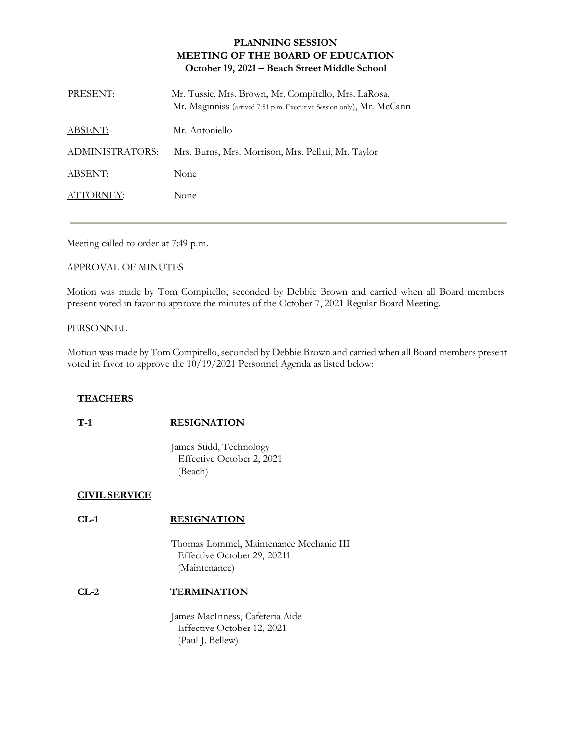# PLANNING SESSION
# MEETING OF THE BOARD OF EDUCATION
## October 19, 2021 – Beach Street Middle School

| | |
|---|---|
| PRESENT: | Mr. Tussie, Mrs. Brown, Mr. Compitello, Mrs. LaRosa, Mr. Maginniss (arrived 7:51 p.m. Executive Session only), Mr. McCann |
| ABSENT: | Mr. Antoniello |
| ADMINISTRATORS: | Mrs. Burns, Mrs. Morrison, Mrs. Pellati, Mr. Taylor |
| ABSENT: | None |
| ATTORNEY: | None |

---

Meeting called to order at 7:49 p.m.

APPROVAL OF MINUTES

Motion was made by Tom Compitello, seconded by Debbie Brown and carried when all Board members present voted in favor to approve the minutes of the October 7, 2021 Regular Board Meeting.

PERSONNEL

Motion was made by Tom Compitello, seconded by Debbie Brown and carried when all Board members present voted in favor to approve the 10/19/2021 Personnel Agenda as listed below:

**TEACHERS**

**T-1** **RESIGNATION**

James Stidd, Technology
Effective October 2, 2021
(Beach)

**CIVIL SERVICE**

**CL-1** **RESIGNATION**

Thomas Lommel, Maintenance Mechanic III
Effective October 29, 20211
(Maintenance)

**CL-2** **TERMINATION**

James MacInness, Cafeteria Aide
Effective October 12, 2021
(Paul J. Bellew)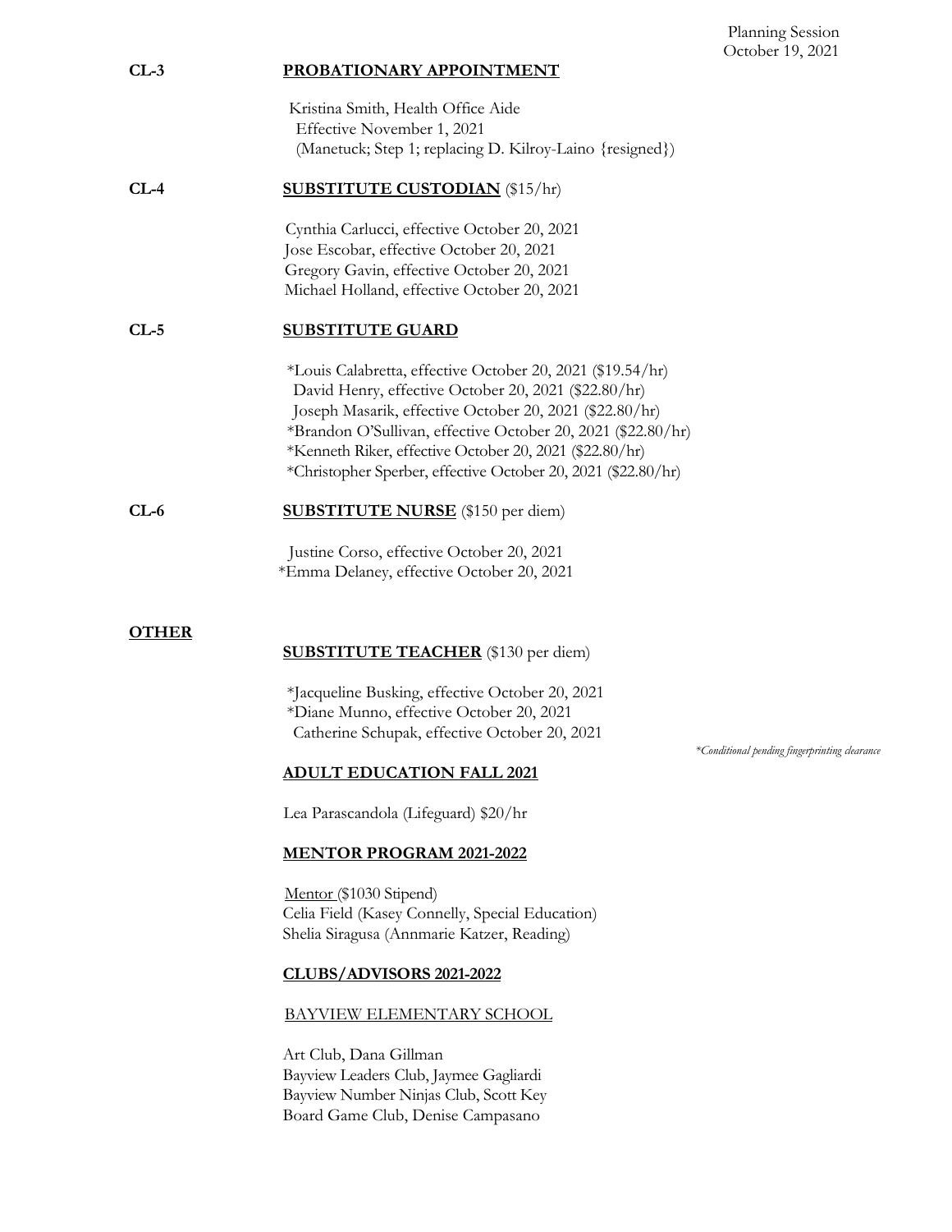Planning Session
October 19, 2021

**CL-3** **PROBATIONARY APPOINTMENT**

Kristina Smith, Health Office Aide
Effective November 1, 2021
(Manetuck; Step 1; replacing D. Kilroy-Laino {resigned})

**CL-4** **SUBSTITUTE CUSTODIAN** ($15/hr)

Cynthia Carlucci, effective October 20, 2021
Jose Escobar, effective October 20, 2021
Gregory Gavin, effective October 20, 2021
Michael Holland, effective October 20, 2021

**CL-5** **SUBSTITUTE GUARD**

*Louis Calabretta, effective October 20, 2021 ($19.54/hr)
David Henry, effective October 20, 2021 ($22.80/hr)
Joseph Masarik, effective October 20, 2021 ($22.80/hr)
*Brandon O'Sullivan, effective October 20, 2021 ($22.80/hr)
*Kenneth Riker, effective October 20, 2021 ($22.80/hr)
*Christopher Sperber, effective October 20, 2021 ($22.80/hr)

**CL-6** **SUBSTITUTE NURSE** ($150 per diem)

Justine Corso, effective October 20, 2021
*Emma Delaney, effective October 20, 2021

**OTHER**

**SUBSTITUTE TEACHER** ($130 per diem)

*Jacqueline Busking, effective October 20, 2021
*Diane Munno, effective October 20, 2021
Catherine Schupak, effective October 20, 2021

*\*Conditional pending fingerprinting clearance*

**ADULT EDUCATION FALL 2021**

Lea Parascandola (Lifeguard) $20/hr

**MENTOR PROGRAM 2021-2022**

Mentor ($1030 Stipend)
Celia Field (Kasey Connelly, Special Education)
Shelia Siragusa (Annmarie Katzer, Reading)

**CLUBS/ADVISORS 2021-2022**

BAYVIEW ELEMENTARY SCHOOL

Art Club, Dana Gillman
Bayview Leaders Club, Jaymee Gagliardi
Bayview Number Ninjas Club, Scott Key
Board Game Club, Denise Campasano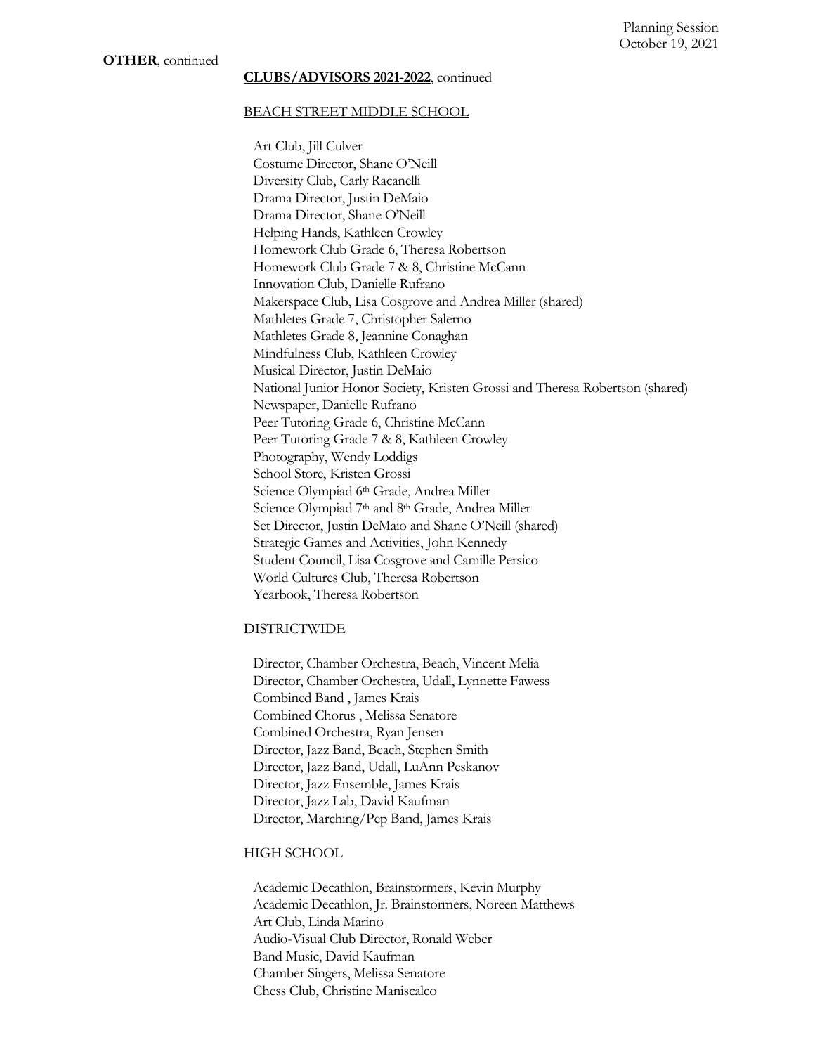**OTHER**, continued

**CLUBS/ADVISORS 2021-2022**, continued

BEACH STREET MIDDLE SCHOOL

Art Club, Jill Culver
Costume Director, Shane O'Neill
Diversity Club, Carly Racanelli
Drama Director, Justin DeMaio
Drama Director, Shane O'Neill
Helping Hands, Kathleen Crowley
Homework Club Grade 6, Theresa Robertson
Homework Club Grade 7 & 8, Christine McCann
Innovation Club, Danielle Rufrano
Makerspace Club, Lisa Cosgrove and Andrea Miller (shared)
Mathletes Grade 7, Christopher Salerno
Mathletes Grade 8, Jeannine Conaghan
Mindfulness Club, Kathleen Crowley
Musical Director, Justin DeMaio
National Junior Honor Society, Kristen Grossi and Theresa Robertson (shared)
Newspaper, Danielle Rufrano
Peer Tutoring Grade 6, Christine McCann
Peer Tutoring Grade 7 & 8, Kathleen Crowley
Photography, Wendy Loddigs
School Store, Kristen Grossi
Science Olympiad 6th Grade, Andrea Miller
Science Olympiad 7th and 8th Grade, Andrea Miller
Set Director, Justin DeMaio and Shane O'Neill (shared)
Strategic Games and Activities, John Kennedy
Student Council, Lisa Cosgrove and Camille Persico
World Cultures Club, Theresa Robertson
Yearbook, Theresa Robertson

DISTRICTWIDE

Director, Chamber Orchestra, Beach, Vincent Melia
Director, Chamber Orchestra, Udall, Lynnette Fawess
Combined Band , James Krais
Combined Chorus , Melissa Senatore
Combined Orchestra, Ryan Jensen
Director, Jazz Band, Beach, Stephen Smith
Director, Jazz Band, Udall, LuAnn Peskanov
Director, Jazz Ensemble, James Krais
Director, Jazz Lab, David Kaufman
Director, Marching/Pep Band, James Krais

HIGH SCHOOL

Academic Decathlon, Brainstormers, Kevin Murphy
Academic Decathlon, Jr. Brainstormers, Noreen Matthews
Art Club, Linda Marino
Audio-Visual Club Director, Ronald Weber
Band Music, David Kaufman
Chamber Singers, Melissa Senatore
Chess Club, Christine Maniscalco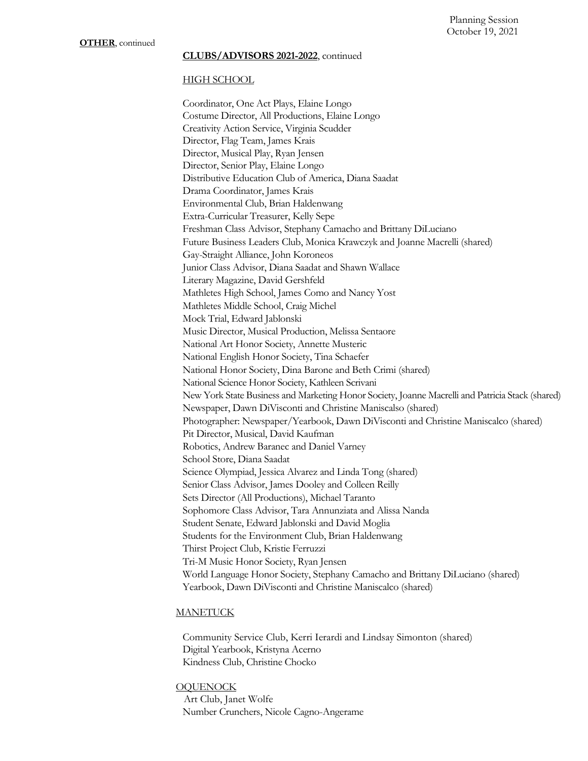**OTHER**, continued

**CLUBS/ADVISORS 2021-2022**, continued

HIGH SCHOOL

Coordinator, One Act Plays, Elaine Longo
Costume Director, All Productions, Elaine Longo
Creativity Action Service, Virginia Scudder
Director, Flag Team, James Krais
Director, Musical Play, Ryan Jensen
Director, Senior Play, Elaine Longo
Distributive Education Club of America, Diana Saadat
Drama Coordinator, James Krais
Environmental Club, Brian Haldenwang
Extra-Curricular Treasurer, Kelly Sepe
Freshman Class Advisor, Stephany Camacho and Brittany DiLuciano
Future Business Leaders Club, Monica Krawczyk and Joanne Macrelli (shared)
Gay-Straight Alliance, John Koroneos
Junior Class Advisor, Diana Saadat and Shawn Wallace
Literary Magazine, David Gershfeld
Mathletes High School, James Como and Nancy Yost
Mathletes Middle School, Craig Michel
Mock Trial, Edward Jablonski
Music Director, Musical Production, Melissa Sentaore
National Art Honor Society, Annette Musteric
National English Honor Society, Tina Schaefer
National Honor Society, Dina Barone and Beth Crimi (shared)
National Science Honor Society, Kathleen Scrivani
New York State Business and Marketing Honor Society, Joanne Macrelli and Patricia Stack (shared)
Newspaper, Dawn DiVisconti and Christine Maniscalso (shared)
Photographer: Newspaper/Yearbook, Dawn DiVisconti and Christine Maniscalco (shared)
Pit Director, Musical, David Kaufman
Robotics, Andrew Baranec and Daniel Varney
School Store, Diana Saadat
Science Olympiad, Jessica Alvarez and Linda Tong (shared)
Senior Class Advisor, James Dooley and Colleen Reilly
Sets Director (All Productions), Michael Taranto
Sophomore Class Advisor, Tara Annunziata and Alissa Nanda
Student Senate, Edward Jablonski and David Moglia
Students for the Environment Club, Brian Haldenwang
Thirst Project Club, Kristie Ferruzzi
Tri-M Music Honor Society, Ryan Jensen
World Language Honor Society, Stephany Camacho and Brittany DiLuciano (shared)
Yearbook, Dawn DiVisconti and Christine Maniscalco (shared)

MANETUCK

Community Service Club, Kerri Ierardi and Lindsay Simonton (shared)
Digital Yearbook, Kristyna Acerno
Kindness Club, Christine Chocko

OQUENOCK

Art Club, Janet Wolfe
Number Crunchers, Nicole Cagno-Angerame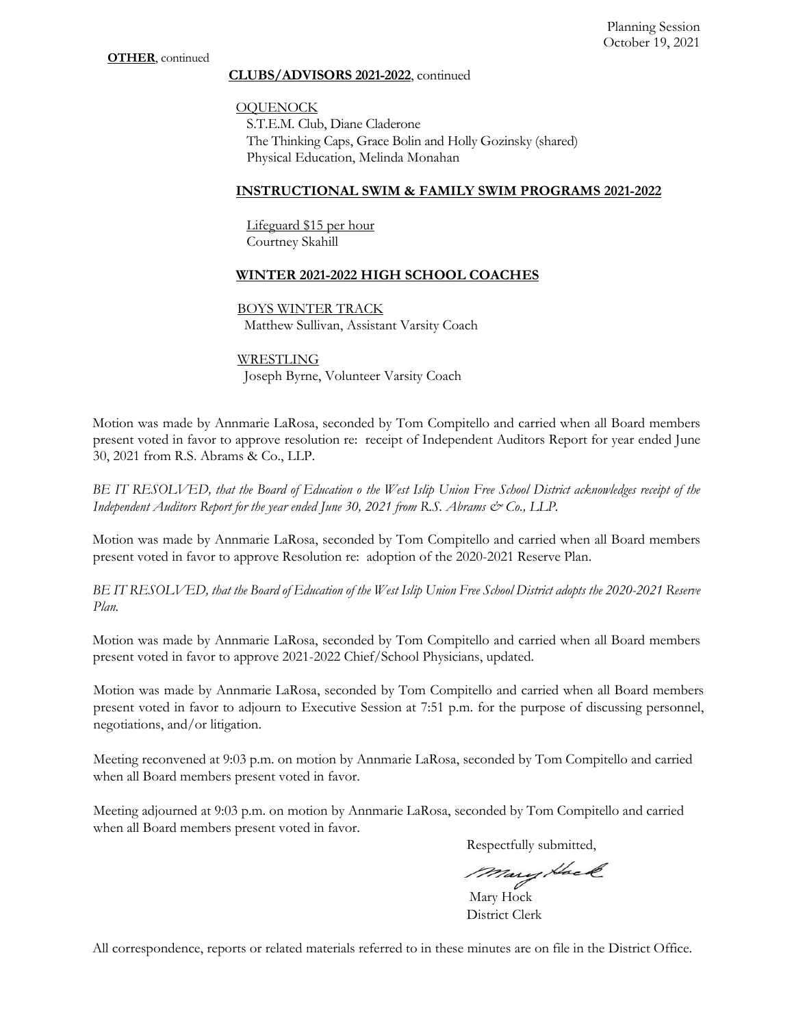**OTHER**, continued

**CLUBS/ADVISORS 2021-2022**, continued

OQUENOCK
S.T.E.M. Club, Diane Claderone
The Thinking Caps, Grace Bolin and Holly Gozinsky (shared)
Physical Education, Melinda Monahan

**INSTRUCTIONAL SWIM & FAMILY SWIM PROGRAMS 2021-2022**

Lifeguard $15 per hour
Courtney Skahill

**WINTER 2021-2022 HIGH SCHOOL COACHES**

BOYS WINTER TRACK
Matthew Sullivan, Assistant Varsity Coach

WRESTLING
Joseph Byrne, Volunteer Varsity Coach

Motion was made by Annmarie LaRosa, seconded by Tom Compitello and carried when all Board members present voted in favor to approve resolution re: receipt of Independent Auditors Report for year ended June 30, 2021 from R.S. Abrams & Co., LLP.

*BE IT RESOLVED, that the Board of Education o the West Islip Union Free School District acknowledges receipt of the Independent Auditors Report for the year ended June 30, 2021 from R.S. Abrams & Co., LLP.*

Motion was made by Annmarie LaRosa, seconded by Tom Compitello and carried when all Board members present voted in favor to approve Resolution re: adoption of the 2020-2021 Reserve Plan.

*BE IT RESOLVED, that the Board of Education of the West Islip Union Free School District adopts the 2020-2021 Reserve Plan.*

Motion was made by Annmarie LaRosa, seconded by Tom Compitello and carried when all Board members present voted in favor to approve 2021-2022 Chief/School Physicians, updated.

Motion was made by Annmarie LaRosa, seconded by Tom Compitello and carried when all Board members present voted in favor to adjourn to Executive Session at 7:51 p.m. for the purpose of discussing personnel, negotiations, and/or litigation.

Meeting reconvened at 9:03 p.m. on motion by Annmarie LaRosa, seconded by Tom Compitello and carried when all Board members present voted in favor.

Meeting adjourned at 9:03 p.m. on motion by Annmarie LaRosa, seconded by Tom Compitello and carried when all Board members present voted in favor.

Respectfully submitted,

Mary Hock

Mary Hock
District Clerk

All correspondence, reports or related materials referred to in these minutes are on file in the District Office.